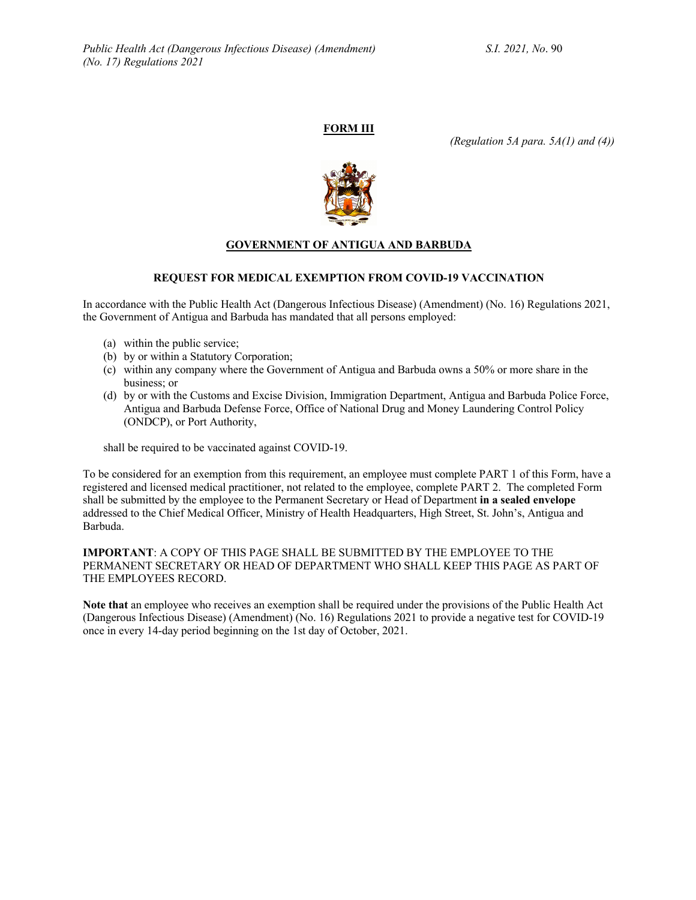**FORM III**

*(Regulation 5A para. 5A(1) and (4))*

**GOVERNMENT OF ANTIGUA AND BARBUDA**

**REQUEST FOR MEDICAL EXEMPTION FROM COVID-19 VACCINATION**

In accordance with the Public Health Act (Dangerous Infectious Disease) (Amendment) (No. 16) Regulations 2021, the Government of Antigua and Barbuda has mandated that all persons employed:

(a) within the public service;
(b) by or within a Statutory Corporation;
(c) within any company where the Government of Antigua and Barbuda owns a 50% or more share in the business; or
(d) by or with the Customs and Excise Division, Immigration Department, Antigua and Barbuda Police Force, Antigua and Barbuda Defense Force, Office of National Drug and Money Laundering Control Policy (ONDCP), or Port Authority,

shall be required to be vaccinated against COVID-19.

To be considered for an exemption from this requirement, an employee must complete PART 1 of this Form, have a registered and licensed medical practitioner, not related to the employee, complete PART 2. The completed Form shall be submitted by the employee to the Permanent Secretary or Head of Department **in a sealed envelope** addressed to the Chief Medical Officer, Ministry of Health Headquarters, High Street, St. John's, Antigua and Barbuda.

**IMPORTANT**: A COPY OF THIS PAGE SHALL BE SUBMITTED BY THE EMPLOYEE TO THE PERMANENT SECRETARY OR HEAD OF DEPARTMENT WHO SHALL KEEP THIS PAGE AS PART OF THE EMPLOYEES RECORD.

**Note that** an employee who receives an exemption shall be required under the provisions of the Public Health Act (Dangerous Infectious Disease) (Amendment) (No. 16) Regulations 2021 to provide a negative test for COVID-19 once in every 14-day period beginning on the 1st day of October, 2021.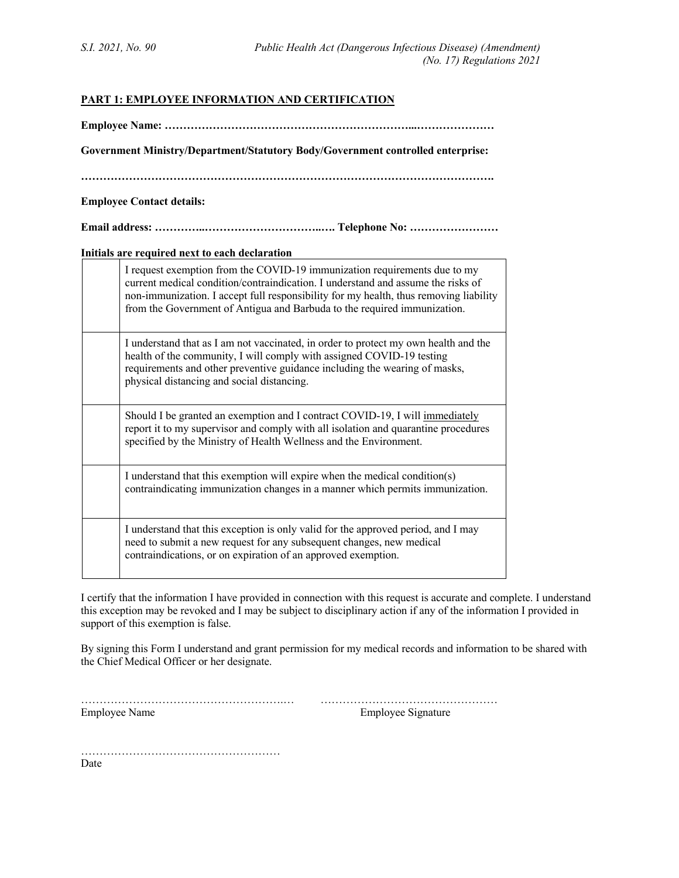## PART 1: EMPLOYEE INFORMATION AND CERTIFICATION

**Employee Name: ………………………………………………………….....…………………**

**Government Ministry/Department/Statutory Body/Government controlled enterprise:**

**……………………………………………………………………………………………….**

**Employee Contact details:**

**Email address: …………..…………………………..…. Telephone No: ……………………**

**Initials are required next to each declaration**

| | |
|---|---|
| | I request exemption from the COVID-19 immunization requirements due to my current medical condition/contraindication. I understand and assume the risks of non-immunization. I accept full responsibility for my health, thus removing liability from the Government of Antigua and Barbuda to the required immunization. |
| | I understand that as I am not vaccinated, in order to protect my own health and the health of the community, I will comply with assigned COVID-19 testing requirements and other preventive guidance including the wearing of masks, physical distancing and social distancing. |
| | Should I be granted an exemption and I contract COVID-19, I will <u>immediately</u> report it to my supervisor and comply with all isolation and quarantine procedures specified by the Ministry of Health Wellness and the Environment. |
| | I understand that this exemption will expire when the medical condition(s) contraindicating immunization changes in a manner which permits immunization. |
| | I understand that this exception is only valid for the approved period, and I may need to submit a new request for any subsequent changes, new medical contraindications, or on expiration of an approved exemption. |

I certify that the information I have provided in connection with this request is accurate and complete. I understand this exception may be revoked and I may be subject to disciplinary action if any of the information I provided in support of this exemption is false.

By signing this Form I understand and grant permission for my medical records and information to be shared with the Chief Medical Officer or her designate.

…………………………………………………..… ………………………………………… 
Employee Name Employee Signature

……………………………………………… 
Date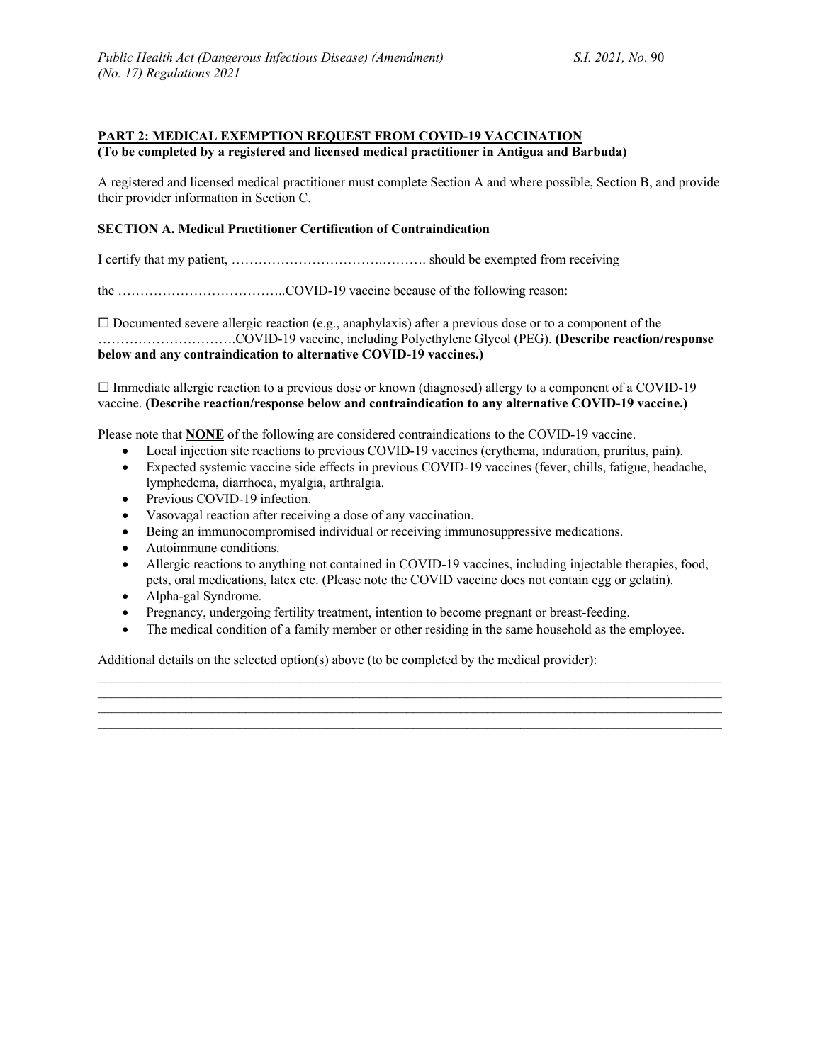**PART 2: MEDICAL EXEMPTION REQUEST FROM COVID-19 VACCINATION**
**(To be completed by a registered and licensed medical practitioner in Antigua and Barbuda)**

A registered and licensed medical practitioner must complete Section A and where possible, Section B, and provide their provider information in Section C.

**SECTION A. Medical Practitioner Certification of Contraindication**

I certify that my patient, ………………………………………. should be exempted from receiving

the ………………………………..COVID-19 vaccine because of the following reason:

☐ Documented severe allergic reaction (e.g., anaphylaxis) after a previous dose or to a component of the …………………………COVID-19 vaccine, including Polyethylene Glycol (PEG). **(Describe reaction/response below and any contraindication to alternative COVID-19 vaccines.)**

☐ Immediate allergic reaction to a previous dose or known (diagnosed) allergy to a component of a COVID-19 vaccine. **(Describe reaction/response below and contraindication to any alternative COVID-19 vaccine.)**

Please note that **NONE** of the following are considered contraindications to the COVID-19 vaccine.

- Local injection site reactions to previous COVID-19 vaccines (erythema, induration, pruritus, pain).
- Expected systemic vaccine side effects in previous COVID-19 vaccines (fever, chills, fatigue, headache, lymphedema, diarrhoea, myalgia, arthralgia.
- Previous COVID-19 infection.
- Vasovagal reaction after receiving a dose of any vaccination.
- Being an immunocompromised individual or receiving immunosuppressive medications.
- Autoimmune conditions.
- Allergic reactions to anything not contained in COVID-19 vaccines, including injectable therapies, food, pets, oral medications, latex etc. (Please note the COVID vaccine does not contain egg or gelatin).
- Alpha-gal Syndrome.
- Pregnancy, undergoing fertility treatment, intention to become pregnant or breast-feeding.
- The medical condition of a family member or other residing in the same household as the employee.

Additional details on the selected option(s) above (to be completed by the medical provider):

______________________________________________________________________________________
______________________________________________________________________________________
______________________________________________________________________________________
______________________________________________________________________________________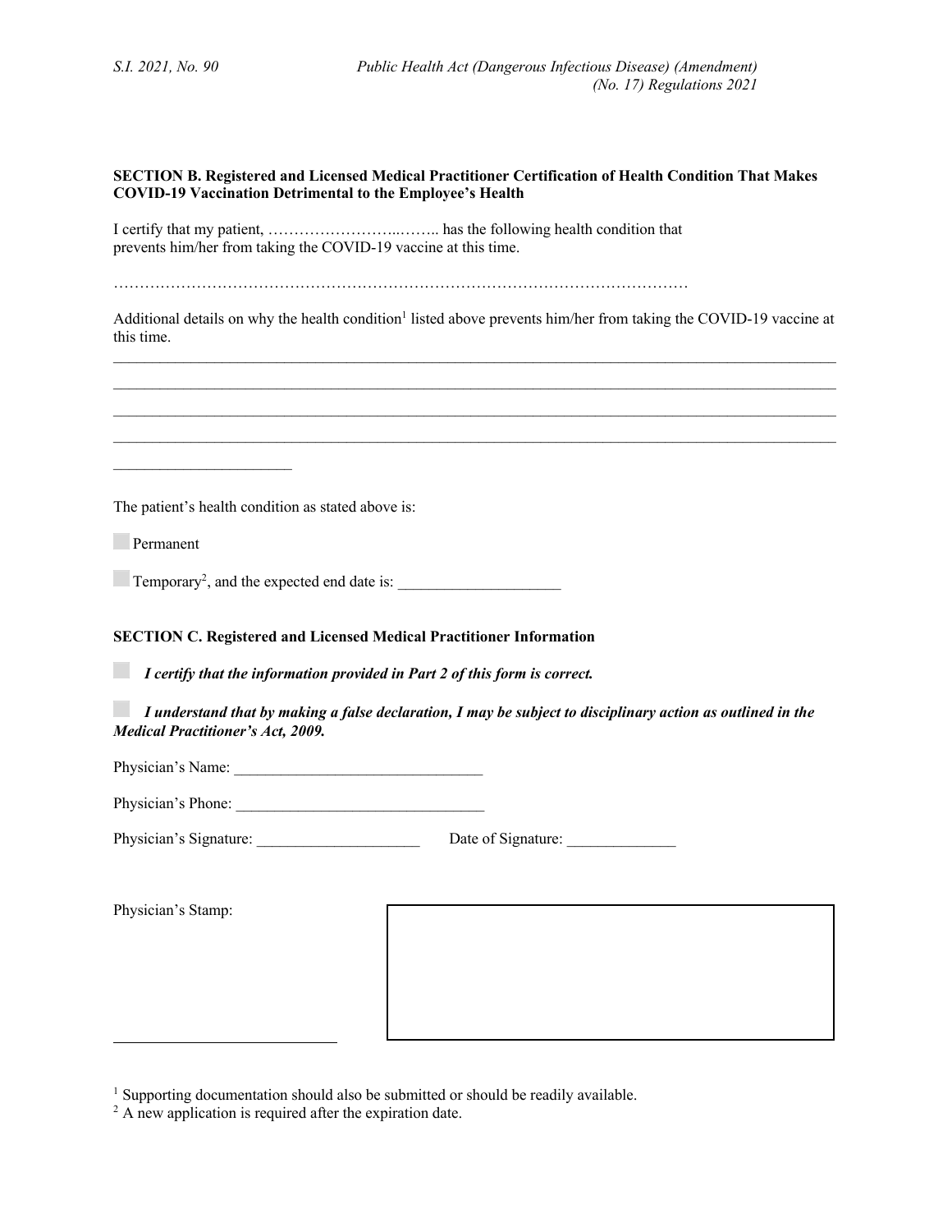**SECTION B. Registered and Licensed Medical Practitioner Certification of Health Condition That Makes COVID-19 Vaccination Detrimental to the Employee's Health**

I certify that my patient, ……………………..…….. has the following health condition that prevents him/her from taking the COVID-19 vaccine at this time.

…………………………………………………………………………………………………

Additional details on why the health condition[1] listed above prevents him/her from taking the COVID-19 vaccine at this time.

______________________________________________________________________________________________

______________________________________________________________________________________________

______________________________________________________________________________________________

______________________________________________________________________________________________

______________________

The patient's health condition as stated above is:

☐ Permanent

☐ Temporary[2], and the expected end date is: ____________________

**SECTION C. Registered and Licensed Medical Practitioner Information**

☐ ***I certify that the information provided in Part 2 of this form is correct.***

☐ ***I understand that by making a false declaration, I may be subject to disciplinary action as outlined in the Medical Practitioner's Act, 2009.***

Physician's Name: ________________________________

Physician's Phone: ________________________________

Physician's Signature: _____________________ Date of Signature: ______________

Physician's Stamp:

---

[1] Supporting documentation should also be submitted or should be readily available.

[2] A new application is required after the expiration date.